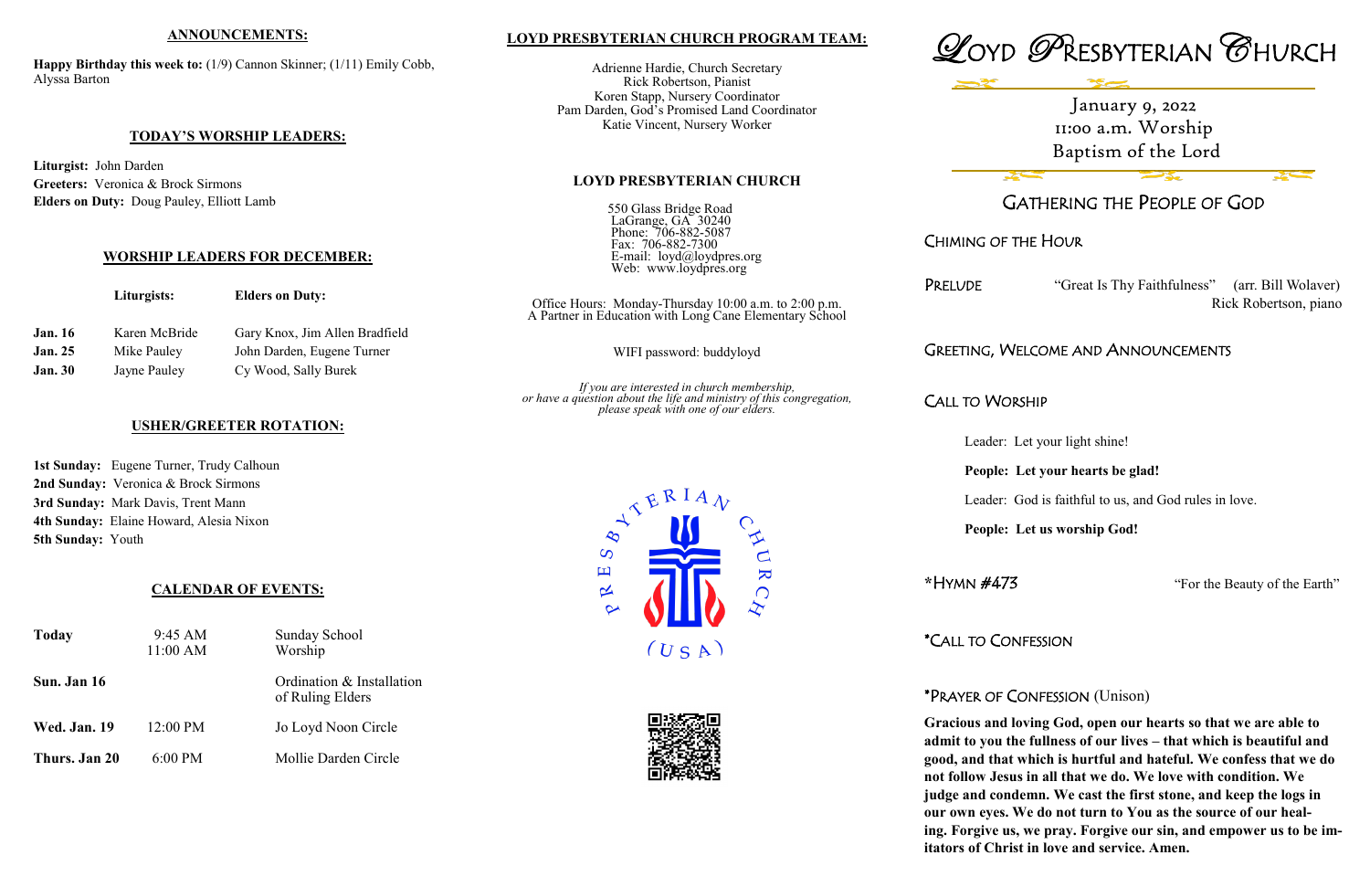## ANNOUNCEMENTS:

**Happy Birthday this week to:** (1/9) Cannon Skinner; (1/11) Emily Cobb, Alyssa Barton

## TODAY'S WORSHIP LEADERS:

**Liturgist:** John Darden
**Greeters:** Veronica & Brock Sirmons
**Elders on Duty:** Doug Pauley, Elliott Lamb

## WORSHIP LEADERS FOR DECEMBER:

| | Liturgists: | Elders on Duty: |
|---|---|---|
| **Jan. 16** | Karen McBride | Gary Knox, Jim Allen Bradfield |
| **Jan. 25** | Mike Pauley | John Darden, Eugene Turner |
| **Jan. 30** | Jayne Pauley | Cy Wood, Sally Burek |

## USHER/GREETER ROTATION:

**1st Sunday:** Eugene Turner, Trudy Calhoun
**2nd Sunday:** Veronica & Brock Sirmons
**3rd Sunday:** Mark Davis, Trent Mann
**4th Sunday:** Elaine Howard, Alesia Nixon
**5th Sunday:** Youth

## CALENDAR OF EVENTS:

| | | |
|---|---|---|
| **Today** | 9:45 AM<br>11:00 AM | Sunday School<br>Worship |
| **Sun. Jan 16** | | Ordination & Installation of Ruling Elders |
| **Wed. Jan. 19** | 12:00 PM | Jo Loyd Noon Circle |
| **Thurs. Jan 20** | 6:00 PM | Mollie Darden Circle |

## LOYD PRESBYTERIAN CHURCH PROGRAM TEAM:

Adrienne Hardie, Church Secretary
Rick Robertson, Pianist
Koren Stapp, Nursery Coordinator
Pam Darden, God's Promised Land Coordinator
Katie Vincent, Nursery Worker

## LOYD PRESBYTERIAN CHURCH

550 Glass Bridge Road
LaGrange, GA 30240
Phone: 706-882-5087
Fax: 706-882-7300
E-mail: loyd@loydpres.org
Web: www.loydpres.org

Office Hours: Monday-Thursday 10:00 a.m. to 2:00 p.m.
A Partner in Education with Long Cane Elementary School

WIFI password: buddyloyd

*If you are interested in church membership, or have a question about the life and ministry of this congregation, please speak with one of our elders.*

PRESBYTERIAN CHURCH (USA)

# LOYD PRESBYTERIAN CHURCH

January 9, 2022
11:00 a.m. Worship
Baptism of the Lord

## GATHERING THE PEOPLE OF GOD

### CHIMING OF THE HOUR

### PRELUDE
"Great Is Thy Faithfulness" (arr. Bill Wolaver)
Rick Robertson, piano

### GREETING, WELCOME AND ANNOUNCEMENTS

### CALL TO WORSHIP

Leader: Let your light shine!

**People: Let your hearts be glad!**

Leader: God is faithful to us, and God rules in love.

**People: Let us worship God!**

### *HYMN #473
"For the Beauty of the Earth"

### *CALL TO CONFESSION

### *PRAYER OF CONFESSION (Unison)

**Gracious and loving God, open our hearts so that we are able to admit to you the fullness of our lives – that which is beautiful and good, and that which is hurtful and hateful. We confess that we do not follow Jesus in all that we do. We love with condition. We judge and condemn. We cast the first stone, and keep the logs in our own eyes. We do not turn to You as the source of our healing. Forgive us, we pray. Forgive our sin, and empower us to be imitators of Christ in love and service. Amen.**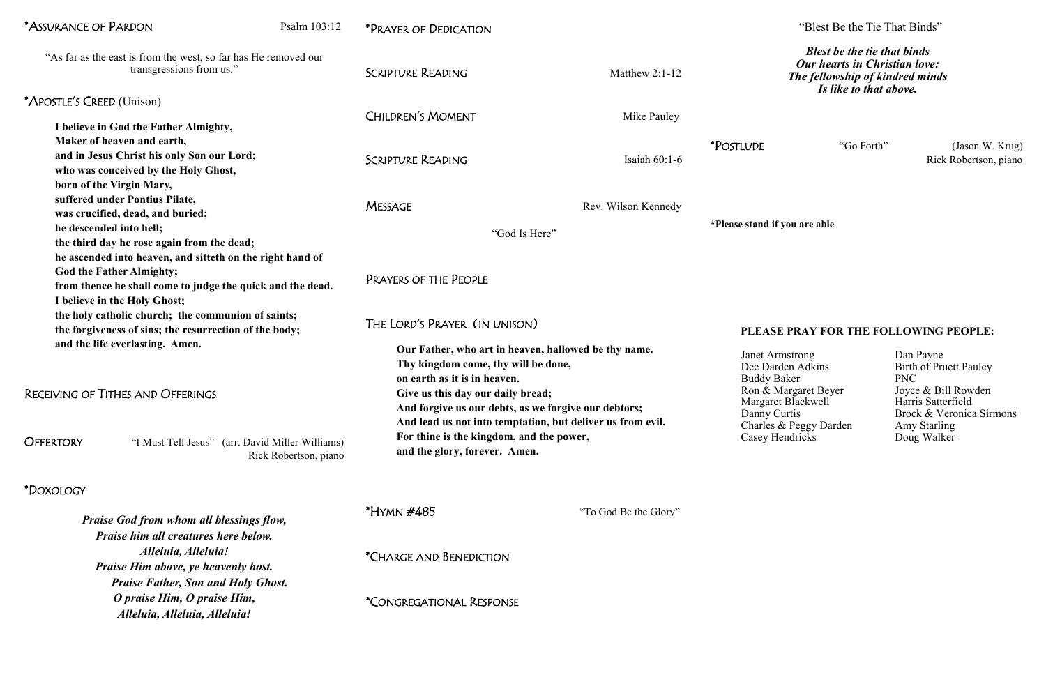**\*ASSURANCE OF PARDON** Psalm 103:12

"As far as the east is from the west, so far has He removed our transgressions from us."

**\*APOSTLE'S CREED** (Unison)

**I believe in God the Father Almighty,**
**Maker of heaven and earth,**
**and in Jesus Christ his only Son our Lord;**
**who was conceived by the Holy Ghost,**
**born of the Virgin Mary,**
**suffered under Pontius Pilate,**
**was crucified, dead, and buried;**
**he descended into hell;**
**the third day he rose again from the dead;**
**he ascended into heaven, and sitteth on the right hand of God the Father Almighty;**
**from thence he shall come to judge the quick and the dead.**
**I believe in the Holy Ghost;**
**the holy catholic church; the communion of saints;**
**the forgiveness of sins; the resurrection of the body;**
**and the life everlasting. Amen.**

**RECEIVING OF TITHES AND OFFERINGS**

**OFFERTORY** "I Must Tell Jesus" (arr. David Miller Williams)
Rick Robertson, piano

**\*DOXOLOGY**

***Praise God from whom all blessings flow,***
***Praise him all creatures here below.***
***Alleluia, Alleluia!***
***Praise Him above, ye heavenly host.***
***Praise Father, Son and Holy Ghost.***
***O praise Him, O praise Him,***
***Alleluia, Alleluia, Alleluia!***

**\*PRAYER OF DEDICATION**

**SCRIPTURE READING** Matthew 2:1-12

**CHILDREN'S MOMENT** Mike Pauley

**SCRIPTURE READING** Isaiah 60:1-6

**MESSAGE** Rev. Wilson Kennedy

"God Is Here"

**PRAYERS OF THE PEOPLE**

**THE LORD'S PRAYER (IN UNISON)**

**Our Father, who art in heaven, hallowed be thy name.**
**Thy kingdom come, thy will be done,**
**on earth as it is in heaven.**
**Give us this day our daily bread;**
**And forgive us our debts, as we forgive our debtors;**
**And lead us not into temptation, but deliver us from evil.**
**For thine is the kingdom, and the power,**
**and the glory, forever. Amen.**

**\*HYMN #485** "To God Be the Glory"

**\*CHARGE AND BENEDICTION**

**\*CONGREGATIONAL RESPONSE**

"Blest Be the Tie That Binds"

***Blest be the tie that binds***
***Our hearts in Christian love:***
***The fellowship of kindred minds***
***Is like to that above.***

**\*POSTLUDE** "Go Forth" (Jason W. Krug)
Rick Robertson, piano

**\*Please stand if you are able**

**PLEASE PRAY FOR THE FOLLOWING PEOPLE:**

Janet Armstrong
Dee Darden Adkins
Buddy Baker
Ron & Margaret Beyer
Margaret Blackwell
Danny Curtis
Charles & Peggy Darden
Casey Hendricks
Dan Payne
Birth of Pruett Pauley
PNC
Joyce & Bill Rowden
Harris Satterfield
Brock & Veronica Sirmons
Amy Starling
Doug Walker